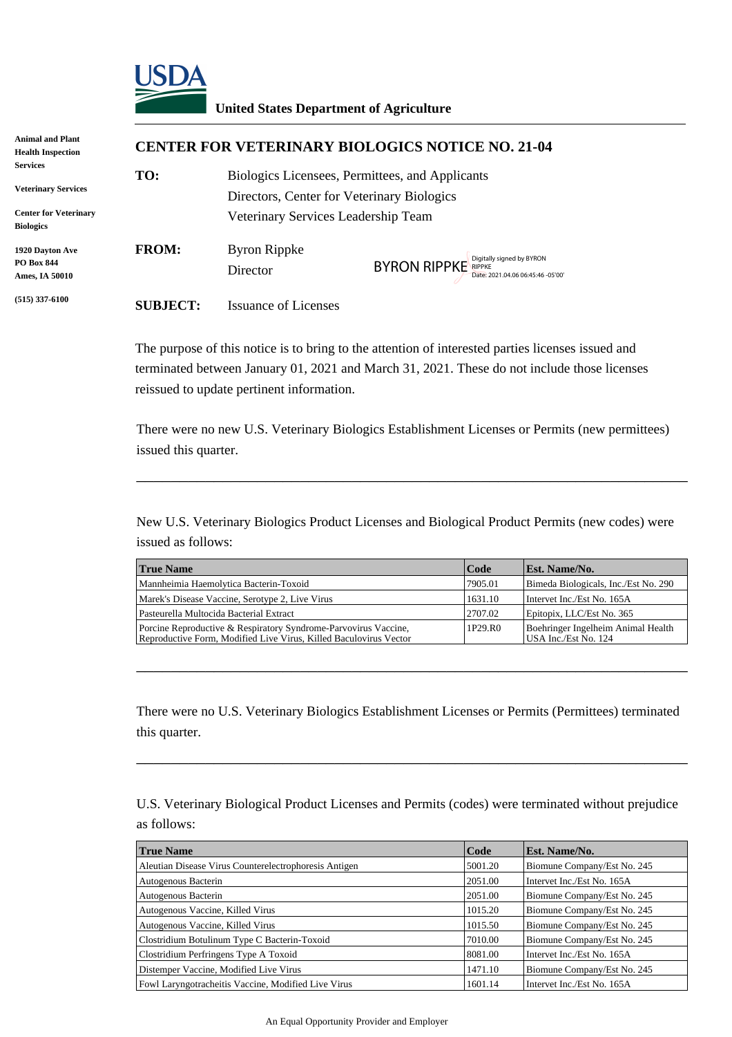# United States Department of Agriculture

Animal and Plant Health Inspection Services

Veterinary Services

Center for Veterinary Biologics

1920 Dayton Ave
PO Box 844
Ames, IA 50010

(515) 337-6100

## CENTER FOR VETERINARY BIOLOGICS NOTICE NO. 21-04

**TO:** Biologics Licensees, Permittees, and Applicants
Directors, Center for Veterinary Biologics
Veterinary Services Leadership Team

**FROM:** Byron Rippke
Director

BYRON RIPPKE Digitally signed by BYRON RIPPKE Date: 2021.04.06 06:45:46 -05'00'

**SUBJECT:** Issuance of Licenses

The purpose of this notice is to bring to the attention of interested parties licenses issued and terminated between January 01, 2021 and March 31, 2021. These do not include those licenses reissued to update pertinent information.

There were no new U.S. Veterinary Biologics Establishment Licenses or Permits (new permittees) issued this quarter.

---

New U.S. Veterinary Biologics Product Licenses and Biological Product Permits (new codes) were issued as follows:

| True Name | Code | Est. Name/No. |
|---|---|---|
| Mannheimia Haemolytica Bacterin-Toxoid | 7905.01 | Bimeda Biologicals, Inc./Est No. 290 |
| Marek's Disease Vaccine, Serotype 2, Live Virus | 1631.10 | Intervet Inc./Est No. 165A |
| Pasteurella Multocida Bacterial Extract | 2707.02 | Epitopix, LLC/Est No. 365 |
| Porcine Reproductive & Respiratory Syndrome-Parvovirus Vaccine, Reproductive Form, Modified Live Virus, Killed Baculovirus Vector | 1P29.R0 | Boehringer Ingelheim Animal Health USA Inc./Est No. 124 |

---

There were no U.S. Veterinary Biologics Establishment Licenses or Permits (Permittees) terminated this quarter.

---

U.S. Veterinary Biological Product Licenses and Permits (codes) were terminated without prejudice as follows:

| True Name | Code | Est. Name/No. |
|---|---|---|
| Aleutian Disease Virus Counterelectrophoresis Antigen | 5001.20 | Biomune Company/Est No. 245 |
| Autogenous Bacterin | 2051.00 | Intervet Inc./Est No. 165A |
| Autogenous Bacterin | 2051.00 | Biomune Company/Est No. 245 |
| Autogenous Vaccine, Killed Virus | 1015.20 | Biomune Company/Est No. 245 |
| Autogenous Vaccine, Killed Virus | 1015.50 | Biomune Company/Est No. 245 |
| Clostridium Botulinum Type C Bacterin-Toxoid | 7010.00 | Biomune Company/Est No. 245 |
| Clostridium Perfringens Type A Toxoid | 8081.00 | Intervet Inc./Est No. 165A |
| Distemper Vaccine, Modified Live Virus | 1471.10 | Biomune Company/Est No. 245 |
| Fowl Laryngotracheitis Vaccine, Modified Live Virus | 1601.14 | Intervet Inc./Est No. 165A |

An Equal Opportunity Provider and Employer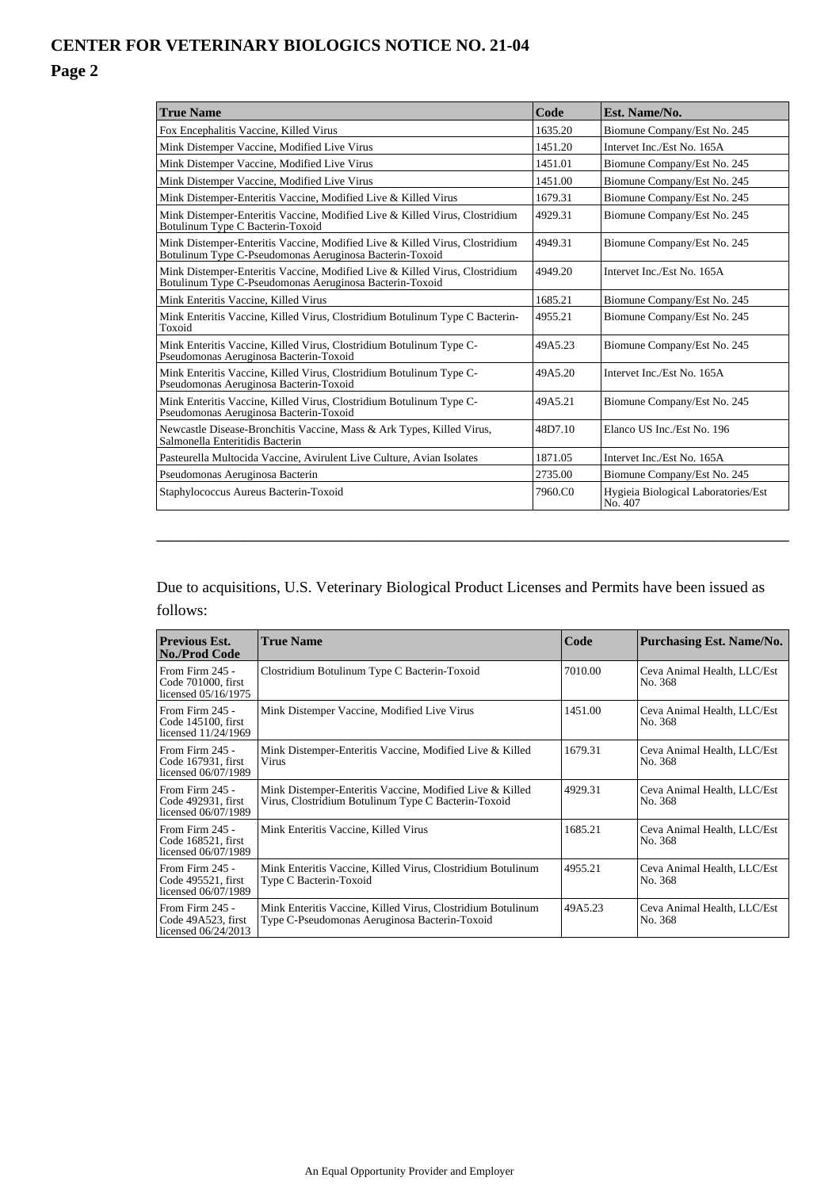| True Name | Code | Est. Name/No. |
|---|---|---|
| Fox Encephalitis Vaccine, Killed Virus | 1635.20 | Biomune Company/Est No. 245 |
| Mink Distemper Vaccine, Modified Live Virus | 1451.20 | Intervet Inc./Est No. 165A |
| Mink Distemper Vaccine, Modified Live Virus | 1451.01 | Biomune Company/Est No. 245 |
| Mink Distemper Vaccine, Modified Live Virus | 1451.00 | Biomune Company/Est No. 245 |
| Mink Distemper-Enteritis Vaccine, Modified Live & Killed Virus | 1679.31 | Biomune Company/Est No. 245 |
| Mink Distemper-Enteritis Vaccine, Modified Live & Killed Virus, Clostridium Botulinum Type C Bacterin-Toxoid | 4929.31 | Biomune Company/Est No. 245 |
| Mink Distemper-Enteritis Vaccine, Modified Live & Killed Virus, Clostridium Botulinum Type C-Pseudomonas Aeruginosa Bacterin-Toxoid | 4949.31 | Biomune Company/Est No. 245 |
| Mink Distemper-Enteritis Vaccine, Modified Live & Killed Virus, Clostridium Botulinum Type C-Pseudomonas Aeruginosa Bacterin-Toxoid | 4949.20 | Intervet Inc./Est No. 165A |
| Mink Enteritis Vaccine, Killed Virus | 1685.21 | Biomune Company/Est No. 245 |
| Mink Enteritis Vaccine, Killed Virus, Clostridium Botulinum Type C Bacterin-Toxoid | 4955.21 | Biomune Company/Est No. 245 |
| Mink Enteritis Vaccine, Killed Virus, Clostridium Botulinum Type C-Pseudomonas Aeruginosa Bacterin-Toxoid | 49A5.23 | Biomune Company/Est No. 245 |
| Mink Enteritis Vaccine, Killed Virus, Clostridium Botulinum Type C-Pseudomonas Aeruginosa Bacterin-Toxoid | 49A5.20 | Intervet Inc./Est No. 165A |
| Mink Enteritis Vaccine, Killed Virus, Clostridium Botulinum Type C-Pseudomonas Aeruginosa Bacterin-Toxoid | 49A5.21 | Biomune Company/Est No. 245 |
| Newcastle Disease-Bronchitis Vaccine, Mass & Ark Types, Killed Virus, Salmonella Enteritidis Bacterin | 48D7.10 | Elanco US Inc./Est No. 196 |
| Pasteurella Multocida Vaccine, Avirulent Live Culture, Avian Isolates | 1871.05 | Intervet Inc./Est No. 165A |
| Pseudomonas Aeruginosa Bacterin | 2735.00 | Biomune Company/Est No. 245 |
| Staphylococcus Aureus Bacterin-Toxoid | 7960.C0 | Hygieia Biological Laboratories/Est No. 407 |

---

Due to acquisitions, U.S. Veterinary Biological Product Licenses and Permits have been issued as follows:

| Previous Est. No./Prod Code | True Name | Code | Purchasing Est. Name/No. |
|---|---|---|---|
| From Firm 245 - Code 701000, first licensed 05/16/1975 | Clostridium Botulinum Type C Bacterin-Toxoid | 7010.00 | Ceva Animal Health, LLC/Est No. 368 |
| From Firm 245 - Code 145100, first licensed 11/24/1969 | Mink Distemper Vaccine, Modified Live Virus | 1451.00 | Ceva Animal Health, LLC/Est No. 368 |
| From Firm 245 - Code 167931, first licensed 06/07/1989 | Mink Distemper-Enteritis Vaccine, Modified Live & Killed Virus | 1679.31 | Ceva Animal Health, LLC/Est No. 368 |
| From Firm 245 - Code 492931, first licensed 06/07/1989 | Mink Distemper-Enteritis Vaccine, Modified Live & Killed Virus, Clostridium Botulinum Type C Bacterin-Toxoid | 4929.31 | Ceva Animal Health, LLC/Est No. 368 |
| From Firm 245 - Code 168521, first licensed 06/07/1989 | Mink Enteritis Vaccine, Killed Virus | 1685.21 | Ceva Animal Health, LLC/Est No. 368 |
| From Firm 245 - Code 495521, first licensed 06/07/1989 | Mink Enteritis Vaccine, Killed Virus, Clostridium Botulinum Type C Bacterin-Toxoid | 4955.21 | Ceva Animal Health, LLC/Est No. 368 |
| From Firm 245 - Code 49A523, first licensed 06/24/2013 | Mink Enteritis Vaccine, Killed Virus, Clostridium Botulinum Type C-Pseudomonas Aeruginosa Bacterin-Toxoid | 49A5.23 | Ceva Animal Health, LLC/Est No. 368 |